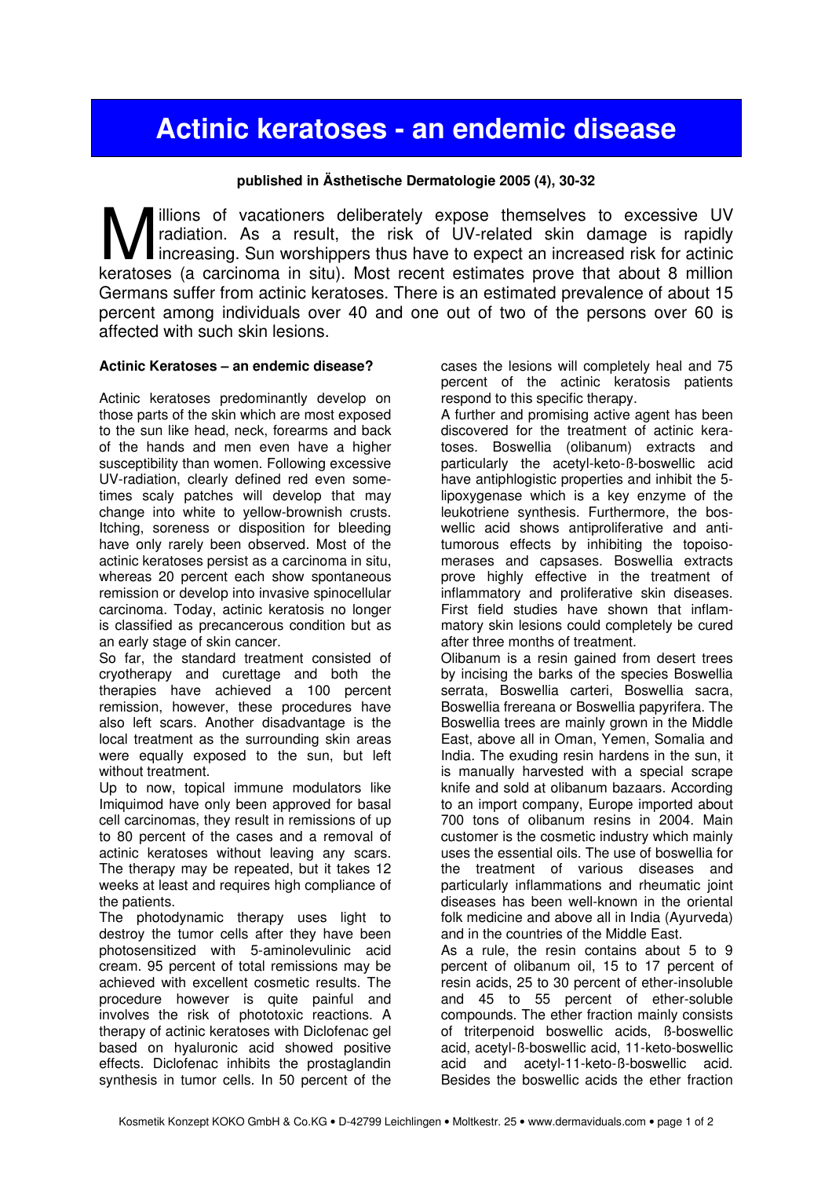# Actinic keratoses - an endemic disease

**published in Ästhetische Dermatologie 2005 (4), 30-32**

Millions of vacationers deliberately expose themselves to excessive UV radiation. As a result, the risk of UV-related skin damage is rapidly increasing. Sun worshippers thus have to expect an increased risk for actinic keratoses (a carcinoma in situ). Most recent estimates prove that about 8 million Germans suffer from actinic keratoses. There is an estimated prevalence of about 15 percent among individuals over 40 and one out of two of the persons over 60 is affected with such skin lesions.

### Actinic Keratoses – an endemic disease?

Actinic keratoses predominantly develop on those parts of the skin which are most exposed to the sun like head, neck, forearms and back of the hands and men even have a higher susceptibility than women. Following excessive UV-radiation, clearly defined red even sometimes scaly patches will develop that may change into white to yellow-brownish crusts. Itching, soreness or disposition for bleeding have only rarely been observed. Most of the actinic keratoses persist as a carcinoma in situ, whereas 20 percent each show spontaneous remission or develop into invasive spinocellular carcinoma. Today, actinic keratosis no longer is classified as precancerous condition but as an early stage of skin cancer.

So far, the standard treatment consisted of cryotherapy and curettage and both the therapies have achieved a 100 percent remission, however, these procedures have also left scars. Another disadvantage is the local treatment as the surrounding skin areas were equally exposed to the sun, but left without treatment.

Up to now, topical immune modulators like Imiquimod have only been approved for basal cell carcinomas, they result in remissions of up to 80 percent of the cases and a removal of actinic keratoses without leaving any scars. The therapy may be repeated, but it takes 12 weeks at least and requires high compliance of the patients.

The photodynamic therapy uses light to destroy the tumor cells after they have been photosensitized with 5-aminolevulinic acid cream. 95 percent of total remissions may be achieved with excellent cosmetic results. The procedure however is quite painful and involves the risk of phototoxic reactions. A therapy of actinic keratoses with Diclofenac gel based on hyaluronic acid showed positive effects. Diclofenac inhibits the prostaglandin synthesis in tumor cells. In 50 percent of the cases the lesions will completely heal and 75 percent of the actinic keratosis patients respond to this specific therapy.

A further and promising active agent has been discovered for the treatment of actinic keratoses. Boswellia (olibanum) extracts and particularly the acetyl-keto-ß-boswellic acid have antiphlogistic properties and inhibit the 5-lipoxygenase which is a key enzyme of the leukotriene synthesis. Furthermore, the boswellic acid shows antiproliferative and antitumorous effects by inhibiting the topoisomerases and capsases. Boswellia extracts prove highly effective in the treatment of inflammatory and proliferative skin diseases. First field studies have shown that inflammatory skin lesions could completely be cured after three months of treatment.

Olibanum is a resin gained from desert trees by incising the barks of the species Boswellia serrata, Boswellia carteri, Boswellia sacra, Boswellia frereana or Boswellia papyrifera. The Boswellia trees are mainly grown in the Middle East, above all in Oman, Yemen, Somalia and India. The exuding resin hardens in the sun, it is manually harvested with a special scrape knife and sold at olibanum bazaars. According to an import company, Europe imported about 700 tons of olibanum resins in 2004. Main customer is the cosmetic industry which mainly uses the essential oils. The use of boswellia for the treatment of various diseases and particularly inflammations and rheumatic joint diseases has been well-known in the oriental folk medicine and above all in India (Ayurveda) and in the countries of the Middle East.

As a rule, the resin contains about 5 to 9 percent of olibanum oil, 15 to 17 percent of resin acids, 25 to 30 percent of ether-insoluble and 45 to 55 percent of ether-soluble compounds. The ether fraction mainly consists of triterpenoid boswellic acids, ß-boswellic acid, acetyl-ß-boswellic acid, 11-keto-boswellic acid and acetyl-11-keto-ß-boswellic acid. Besides the boswellic acids the ether fraction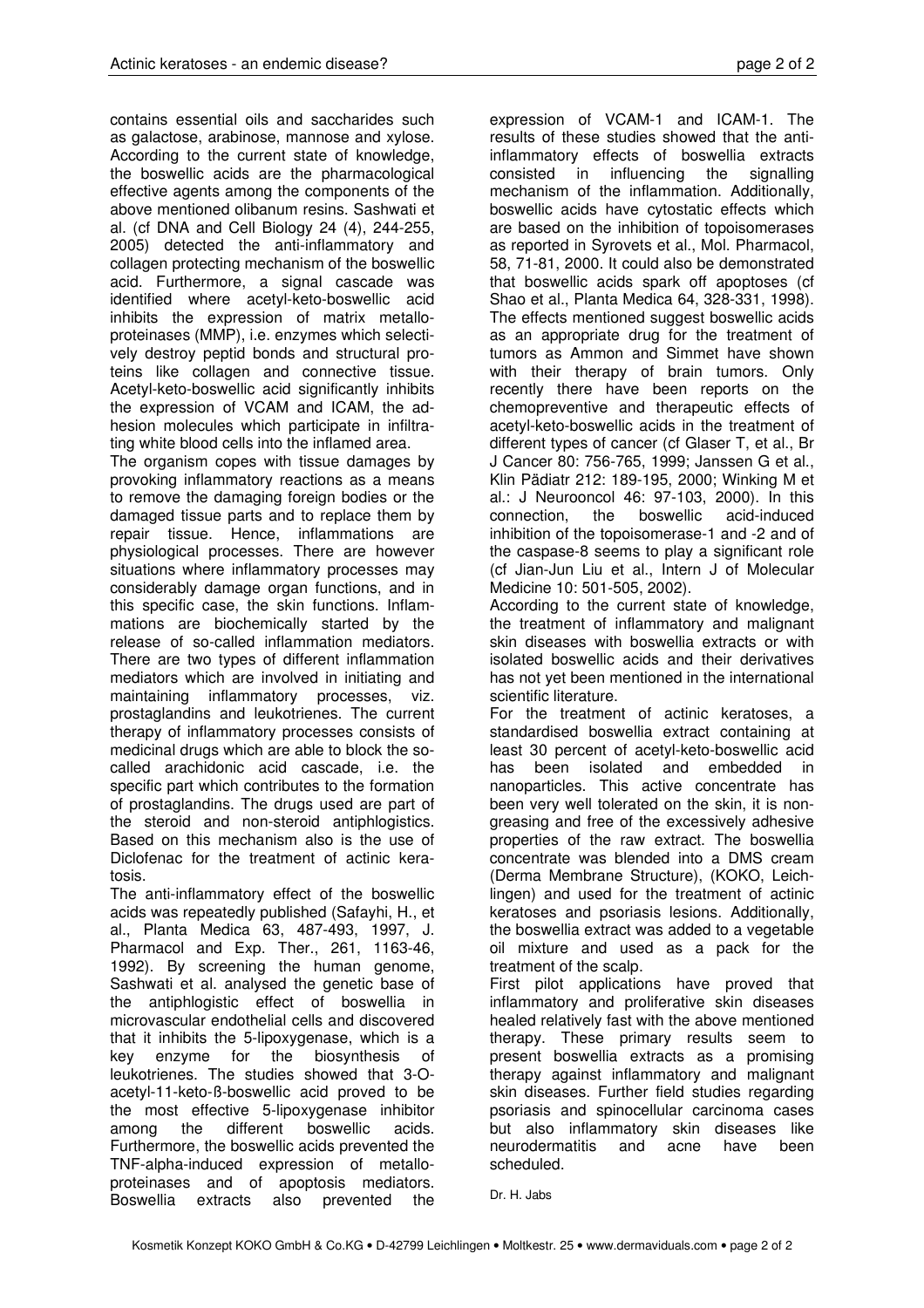contains essential oils and saccharides such as galactose, arabinose, mannose and xylose. According to the current state of knowledge, the boswellic acids are the pharmacological effective agents among the components of the above mentioned olibanum resins. Sashwati et al. (cf DNA and Cell Biology 24 (4), 244-255, 2005) detected the anti-inflammatory and collagen protecting mechanism of the boswellic acid. Furthermore, a signal cascade was identified where acetyl-keto-boswellic acid inhibits the expression of matrix metallo-proteinases (MMP), i.e. enzymes which selectively destroy peptid bonds and structural proteins like collagen and connective tissue. Acetyl-keto-boswellic acid significantly inhibits the expression of VCAM and ICAM, the adhesion molecules which participate in infiltrating white blood cells into the inflamed area.

The organism copes with tissue damages by provoking inflammatory reactions as a means to remove the damaging foreign bodies or the damaged tissue parts and to replace them by repair tissue. Hence, inflammations are physiological processes. There are however situations where inflammatory processes may considerably damage organ functions, and in this specific case, the skin functions. Inflammations are biochemically started by the release of so-called inflammation mediators. There are two types of different inflammation mediators which are involved in initiating and maintaining inflammatory processes, viz. prostaglandins and leukotrienes. The current therapy of inflammatory processes consists of medicinal drugs which are able to block the so-called arachidonic acid cascade, i.e. the specific part which contributes to the formation of prostaglandins. The drugs used are part of the steroid and non-steroid antiphlogistics. Based on this mechanism also is the use of Diclofenac for the treatment of actinic keratosis.

The anti-inflammatory effect of the boswellic acids was repeatedly published (Safayhi, H., et al., Planta Medica 63, 487-493, 1997, J. Pharmacol and Exp. Ther., 261, 1163-46, 1992). By screening the human genome, Sashwati et al. analysed the genetic base of the antiphlogistic effect of boswellia in microvascular endothelial cells and discovered that it inhibits the 5-lipoxygenase, which is a key enzyme for the biosynthesis of leukotrienes. The studies showed that 3-O-acetyl-11-keto-ß-boswellic acid proved to be the most effective 5-lipoxygenase inhibitor among the different boswellic acids. Furthermore, the boswellic acids prevented the TNF-alpha-induced expression of metallo-proteinases and of apoptosis mediators. Boswellia extracts also prevented the expression of VCAM-1 and ICAM-1. The results of these studies showed that the anti-inflammatory effects of boswellia extracts consisted in influencing the signalling mechanism of the inflammation. Additionally, boswellic acids have cytostatic effects which are based on the inhibition of topoisomerases as reported in Syrovets et al., Mol. Pharmacol, 58, 71-81, 2000. It could also be demonstrated that boswellic acids spark off apoptoses (cf Shao et al., Planta Medica 64, 328-331, 1998). The effects mentioned suggest boswellic acids as an appropriate drug for the treatment of tumors as Ammon and Simmet have shown with their therapy of brain tumors. Only recently there have been reports on the chemopreventive and therapeutic effects of acetyl-keto-boswellic acids in the treatment of different types of cancer (cf Glaser T, et al., Br J Cancer 80: 756-765, 1999; Janssen G et al., Klin Pädiatr 212: 189-195, 2000; Winking M et al.: J Neurooncol 46: 97-103, 2000). In this connection, the boswellic acid-induced inhibition of the topoisomerase-1 and -2 and of the caspase-8 seems to play a significant role (cf Jian-Jun Liu et al., Intern J of Molecular Medicine 10: 501-505, 2002).

According to the current state of knowledge, the treatment of inflammatory and malignant skin diseases with boswellia extracts or with isolated boswellic acids and their derivatives has not yet been mentioned in the international scientific literature.

For the treatment of actinic keratoses, a standardised boswellia extract containing at least 30 percent of acetyl-keto-boswellic acid has been isolated and embedded in nanoparticles. This active concentrate has been very well tolerated on the skin, it is non-greasing and free of the excessively adhesive properties of the raw extract. The boswellia concentrate was blended into a DMS cream (Derma Membrane Structure), (KOKO, Leichlingen) and used for the treatment of actinic keratoses and psoriasis lesions. Additionally, the boswellia extract was added to a vegetable oil mixture and used as a pack for the treatment of the scalp.

First pilot applications have proved that inflammatory and proliferative skin diseases healed relatively fast with the above mentioned therapy. These primary results seem to present boswellia extracts as a promising therapy against inflammatory and malignant skin diseases. Further field studies regarding psoriasis and spinocellular carcinoma cases but also inflammatory skin diseases like neurodermatitis and acne have been scheduled.

Dr. H. Jabs